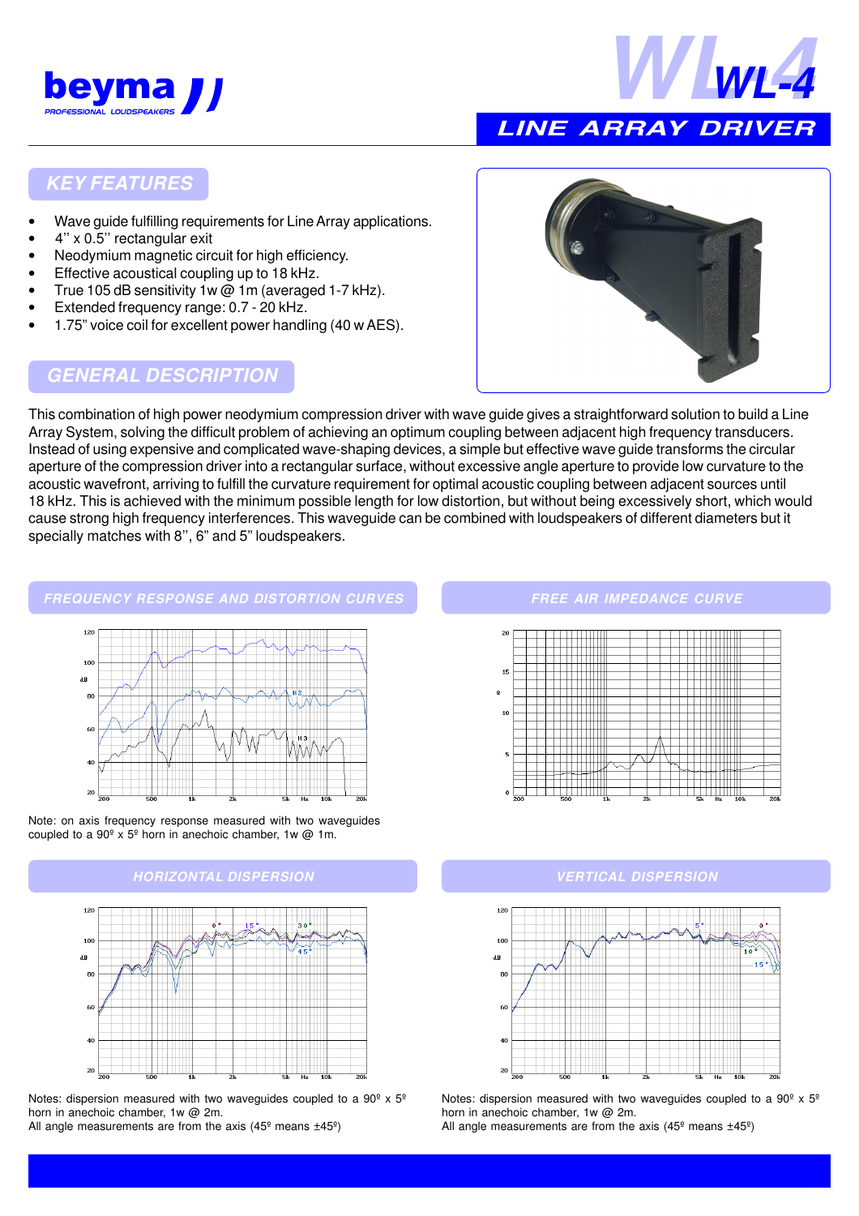beyma

PROFESSIONAL LOUDSPEAKERS

# WL-4

## LINE ARRAY DRIVER

## KEY FEATURES

- Wave guide fulfilling requirements for Line Array applications.
- 4'' x 0.5'' rectangular exit
- Neodymium magnetic circuit for high efficiency.
- Effective acoustical coupling up to 18 kHz.
- True 105 dB sensitivity 1w @ 1m (averaged 1-7 kHz).
- Extended frequency range: 0.7 - 20 kHz.
- 1.75'' voice coil for excellent power handling (40 w AES).

## GENERAL DESCRIPTION

This combination of high power neodymium compression driver with wave guide gives a straightforward solution to build a Line Array System, solving the difficult problem of achieving an optimum coupling between adjacent high frequency transducers. Instead of using expensive and complicated wave-shaping devices, a simple but effective wave guide transforms the circular aperture of the compression driver into a rectangular surface, without excessive angle aperture to provide low curvature to the acoustic wavefront, arriving to fulfill the curvature requirement for optimal acoustic coupling between adjacent sources until 18 kHz. This is achieved with the minimum possible length for low distortion, but without being excessively short, which would cause strong high frequency interferences. This waveguide can be combined with loudspeakers of different diameters but it specially matches with 8'', 6'' and 5'' loudspeakers.

## FREQUENCY RESPONSE AND DISTORTION CURVES

Note: on axis frequency response measured with two waveguides coupled to a 90º x 5º horn in anechoic chamber, 1w @ 1m.

## FREE AIR IMPEDANCE CURVE

## HORIZONTAL DISPERSION

Notes: dispersion measured with two waveguides coupled to a 90º x 5º horn in anechoic chamber, 1w @ 2m.
All angle measurements are from the axis (45º means ±45º)

## VERTICAL DISPERSION

Notes: dispersion measured with two waveguides coupled to a 90º x 5º horn in anechoic chamber, 1w @ 2m.
All angle measurements are from the axis (45º means ±45º)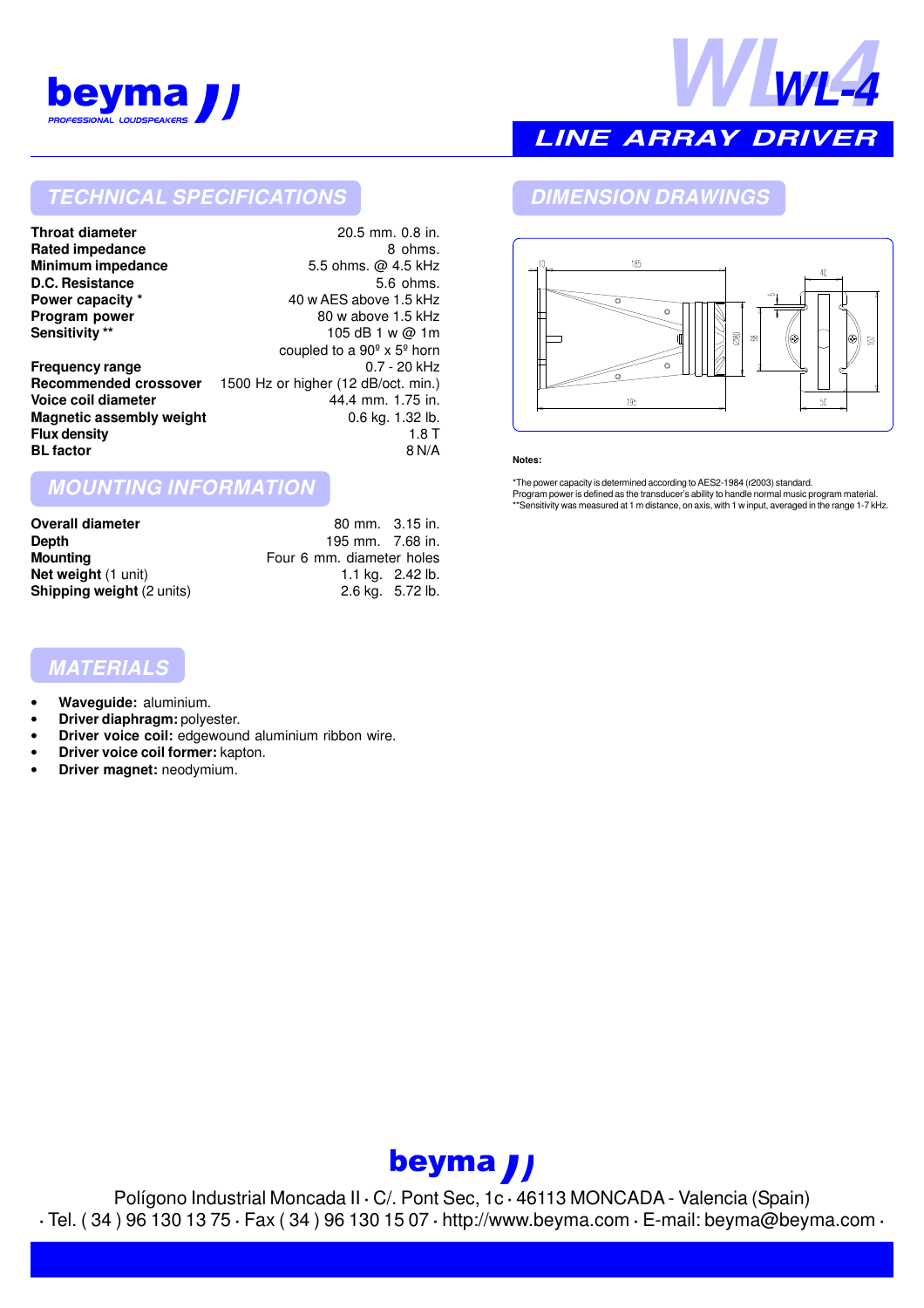# beyma

PROFESSIONAL LOUDSPEAKERS

# WL-4

## LINE ARRAY DRIVER

## TECHNICAL SPECIFICATIONS

| | |
|---|---|
| **Throat diameter** | 20.5 mm. 0.8 in. |
| **Rated impedance** | 8 ohms. |
| **Minimum impedance** | 5.5 ohms. @ 4.5 kHz |
| **D.C. Resistance** | 5.6 ohms. |
| **Power capacity** * | 40 w AES above 1.5 kHz |
| **Program power** | 80 w above 1.5 kHz |
| **Sensitivity** ** | 105 dB 1 w @ 1m coupled to a 90º x 5º horn |
| **Frequency range** | 0.7 - 20 kHz |
| **Recommended crossover** | 1500 Hz or higher (12 dB/oct. min.) |
| **Voice coil diameter** | 44.4 mm. 1.75 in. |
| **Magnetic assembly weight** | 0.6 kg. 1.32 lb. |
| **Flux density** | 1.8 T |
| **BL factor** | 8 N/A |

## MOUNTING INFORMATION

| | |
|---|---|
| **Overall diameter** | 80 mm. 3.15 in. |
| **Depth** | 195 mm. 7.68 in. |
| **Mounting** | Four 6 mm. diameter holes |
| **Net weight** (1 unit) | 1.1 kg. 2.42 lb. |
| **Shipping weight** (2 units) | 2.6 kg. 5.72 lb. |

## MATERIALS

- **Waveguide:** aluminium.
- **Driver diaphragm:** polyester.
- **Driver voice coil:** edgewound aluminium ribbon wire.
- **Driver voice coil former:** kapton.
- **Driver magnet:** neodymium.

## DIMENSION DRAWINGS

10
185
40
5
Ø80
58
107
195
50

**Notes:**

*The power capacity is determined according to AES2-1984 (r2003) standard.
Program power is defined as the transducer's ability to handle normal music program material.
**Sensitivity was measured at 1 m distance, on axis, with 1 w input, averaged in the range 1-7 kHz.

beyma

Polígono Industrial Moncada II · C/. Pont Sec, 1c · 46113 MONCADA - Valencia (Spain)
· Tel. ( 34 ) 96 130 13 75 · Fax ( 34 ) 96 130 15 07 · http://www.beyma.com · E-mail: beyma@beyma.com ·